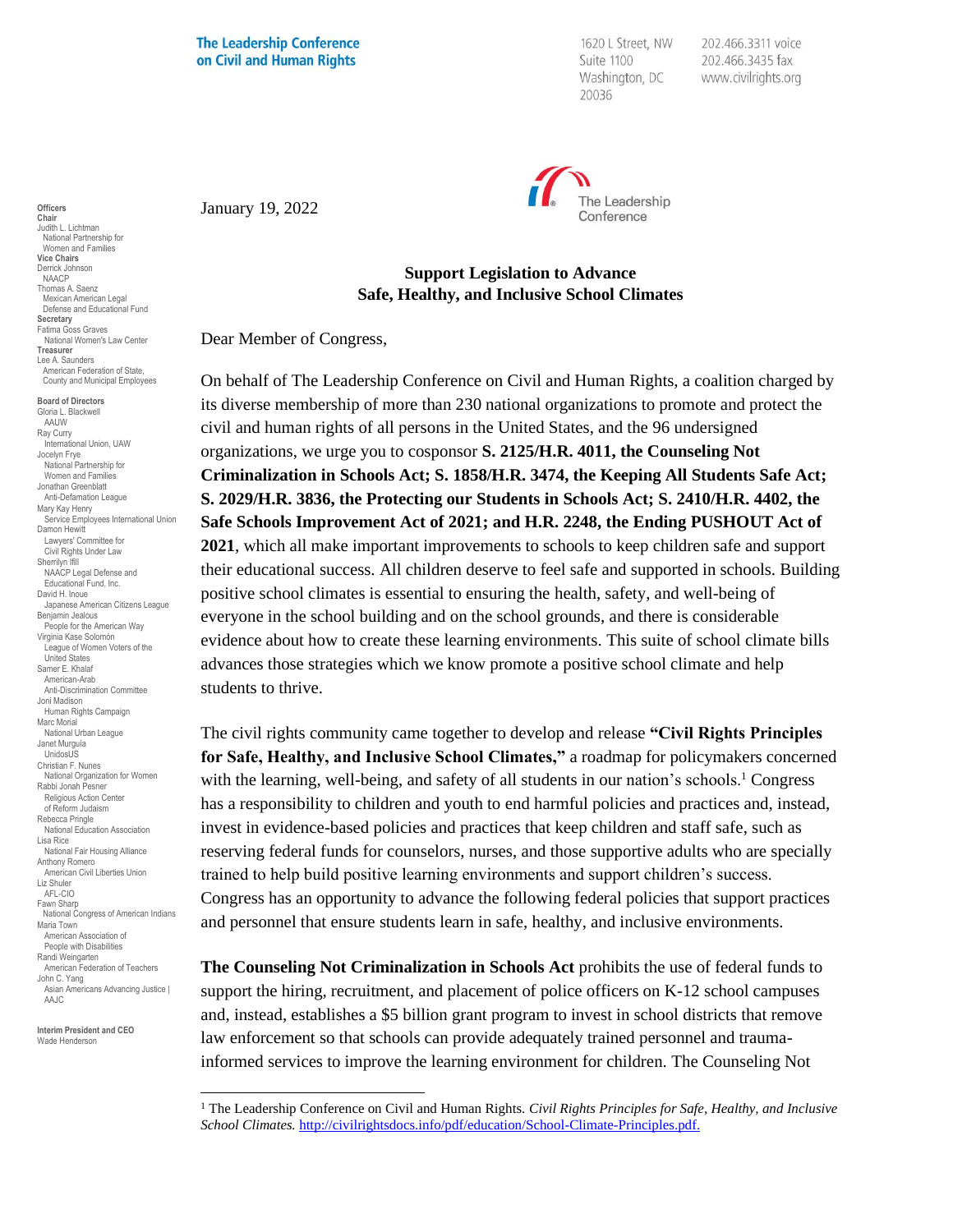The Leadership Conference on Civil and Human Rights

1620 L Street, NW
Suite 1100
Washington, DC
20036

202.466.3311 voice
202.466.3435 fax
www.civilrights.org

**Officers**
**Chair**
Judith L. Lichtman
National Partnership for Women and Families
**Vice Chairs**
Derrick Johnson
NAACP
Thomas A. Saenz
Mexican American Legal Defense and Educational Fund
**Secretary**
Fatima Goss Graves
National Women's Law Center
**Treasurer**
Lee A. Saunders
American Federation of State, County and Municipal Employees

**Board of Directors**
Gloria L. Blackwell
AAUW
Ray Curry
International Union, UAW
Jocelyn Frye
National Partnership for Women and Families
Jonathan Greenblatt
Anti-Defamation League
Mary Kay Henry
Service Employees International Union
Damon Hewitt
Lawyers' Committee for Civil Rights Under Law
Sherrilyn Ifill
NAACP Legal Defense and Educational Fund, Inc.
David H. Inoue
Japanese American Citizens League
Benjamin Jealous
People for the American Way
Virginia Kase Solomón
League of Women Voters of the United States
Samer E. Khalaf
American-Arab Anti-Discrimination Committee
Joni Madison
Human Rights Campaign
Marc Morial
National Urban League
Janet Murguía
UnidosUS
Christian F. Nunes
National Organization for Women
Rabbi Jonah Pesner
Religious Action Center of Reform Judaism
Rebecca Pringle
National Education Association
Lisa Rice
National Fair Housing Alliance
Anthony Romero
American Civil Liberties Union
Liz Shuler
AFL-CIO
Fawn Sharp
National Congress of American Indians
Maria Town
American Association of People with Disabilities
Randi Weingarten
American Federation of Teachers
John C. Yang
Asian Americans Advancing Justice | AAJC

**Interim President and CEO**
Wade Henderson

January 19, 2022

**Support Legislation to Advance Safe, Healthy, and Inclusive School Climates**

Dear Member of Congress,

On behalf of The Leadership Conference on Civil and Human Rights, a coalition charged by its diverse membership of more than 230 national organizations to promote and protect the civil and human rights of all persons in the United States, and the 96 undersigned organizations, we urge you to cosponsor **S. 2125/H.R. 4011, the Counseling Not Criminalization in Schools Act; S. 1858/H.R. 3474, the Keeping All Students Safe Act; S. 2029/H.R. 3836, the Protecting our Students in Schools Act; S. 2410/H.R. 4402, the Safe Schools Improvement Act of 2021; and H.R. 2248, the Ending PUSHOUT Act of 2021**, which all make important improvements to schools to keep children safe and support their educational success. All children deserve to feel safe and supported in schools. Building positive school climates is essential to ensuring the health, safety, and well-being of everyone in the school building and on the school grounds, and there is considerable evidence about how to create these learning environments. This suite of school climate bills advances those strategies which we know promote a positive school climate and help students to thrive.

The civil rights community came together to develop and release **"Civil Rights Principles for Safe, Healthy, and Inclusive School Climates,"** a roadmap for policymakers concerned with the learning, well-being, and safety of all students in our nation's schools.[1] Congress has a responsibility to children and youth to end harmful policies and practices and, instead, invest in evidence-based policies and practices that keep children and staff safe, such as reserving federal funds for counselors, nurses, and those supportive adults who are specially trained to help build positive learning environments and support children's success. Congress has an opportunity to advance the following federal policies that support practices and personnel that ensure students learn in safe, healthy, and inclusive environments.

**The Counseling Not Criminalization in Schools Act** prohibits the use of federal funds to support the hiring, recruitment, and placement of police officers on K-12 school campuses and, instead, establishes a $5 billion grant program to invest in school districts that remove law enforcement so that schools can provide adequately trained personnel and trauma-informed services to improve the learning environment for children. The Counseling Not

[1] The Leadership Conference on Civil and Human Rights. *Civil Rights Principles for Safe, Healthy, and Inclusive School Climates.* http://civilrightsdocs.info/pdf/education/School-Climate-Principles.pdf.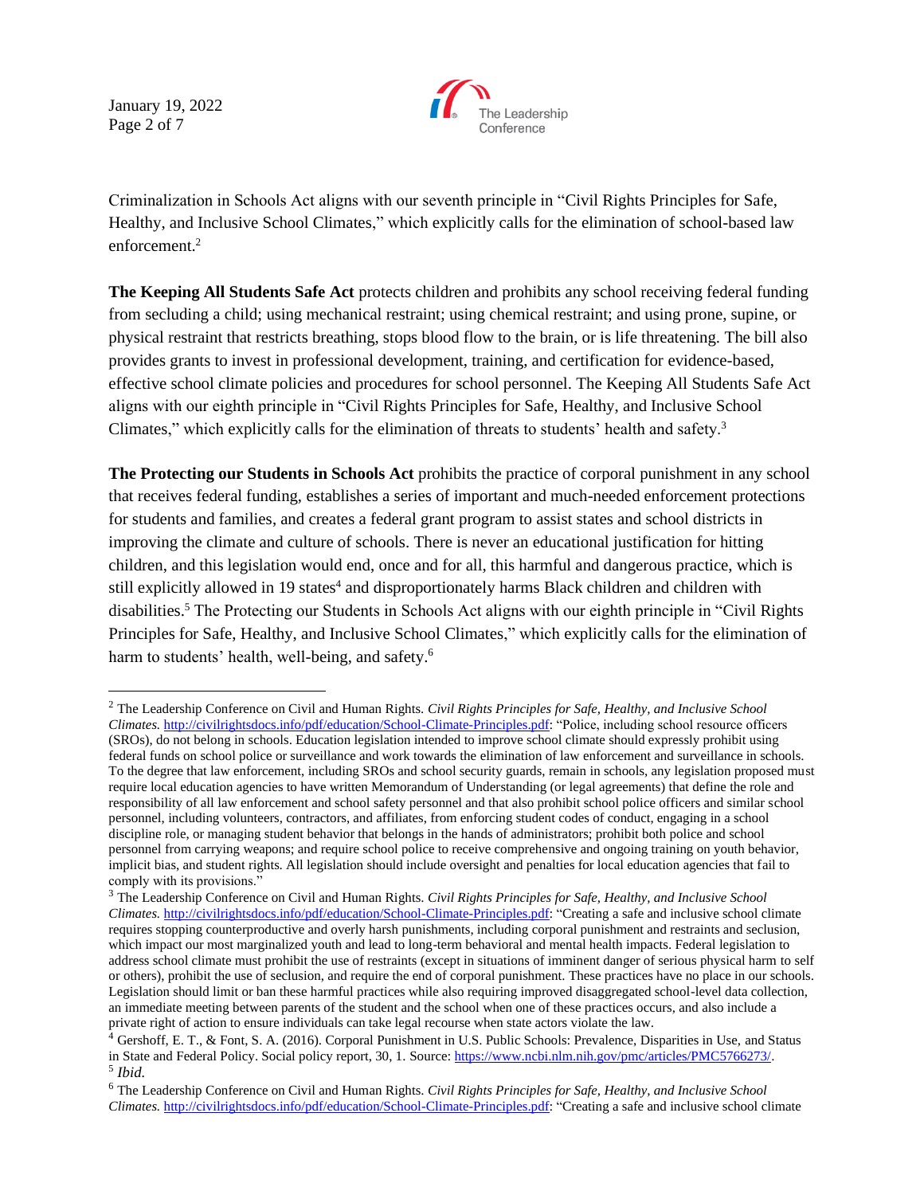Criminalization in Schools Act aligns with our seventh principle in "Civil Rights Principles for Safe, Healthy, and Inclusive School Climates," which explicitly calls for the elimination of school-based law enforcement.[2]

**The Keeping All Students Safe Act** protects children and prohibits any school receiving federal funding from secluding a child; using mechanical restraint; using chemical restraint; and using prone, supine, or physical restraint that restricts breathing, stops blood flow to the brain, or is life threatening. The bill also provides grants to invest in professional development, training, and certification for evidence-based, effective school climate policies and procedures for school personnel. The Keeping All Students Safe Act aligns with our eighth principle in "Civil Rights Principles for Safe, Healthy, and Inclusive School Climates," which explicitly calls for the elimination of threats to students' health and safety.[3]

**The Protecting our Students in Schools Act** prohibits the practice of corporal punishment in any school that receives federal funding, establishes a series of important and much-needed enforcement protections for students and families, and creates a federal grant program to assist states and school districts in improving the climate and culture of schools. There is never an educational justification for hitting children, and this legislation would end, once and for all, this harmful and dangerous practice, which is still explicitly allowed in 19 states[4] and disproportionately harms Black children and children with disabilities.[5] The Protecting our Students in Schools Act aligns with our eighth principle in "Civil Rights Principles for Safe, Healthy, and Inclusive School Climates," which explicitly calls for the elimination of harm to students' health, well-being, and safety.[6]

---

[2] The Leadership Conference on Civil and Human Rights. *Civil Rights Principles for Safe, Healthy, and Inclusive School Climates.* http://civilrightsdocs.info/pdf/education/School-Climate-Principles.pdf: "Police, including school resource officers (SROs), do not belong in schools. Education legislation intended to improve school climate should expressly prohibit using federal funds on school police or surveillance and work towards the elimination of law enforcement and surveillance in schools. To the degree that law enforcement, including SROs and school security guards, remain in schools, any legislation proposed must require local education agencies to have written Memorandum of Understanding (or legal agreements) that define the role and responsibility of all law enforcement and school safety personnel and that also prohibit school police officers and similar school personnel, including volunteers, contractors, and affiliates, from enforcing student codes of conduct, engaging in a school discipline role, or managing student behavior that belongs in the hands of administrators; prohibit both police and school personnel from carrying weapons; and require school police to receive comprehensive and ongoing training on youth behavior, implicit bias, and student rights. All legislation should include oversight and penalties for local education agencies that fail to comply with its provisions."

[3] The Leadership Conference on Civil and Human Rights. *Civil Rights Principles for Safe, Healthy, and Inclusive School Climates.* http://civilrightsdocs.info/pdf/education/School-Climate-Principles.pdf: "Creating a safe and inclusive school climate requires stopping counterproductive and overly harsh punishments, including corporal punishment and restraints and seclusion, which impact our most marginalized youth and lead to long-term behavioral and mental health impacts. Federal legislation to address school climate must prohibit the use of restraints (except in situations of imminent danger of serious physical harm to self or others), prohibit the use of seclusion, and require the end of corporal punishment. These practices have no place in our schools. Legislation should limit or ban these harmful practices while also requiring improved disaggregated school-level data collection, an immediate meeting between parents of the student and the school when one of these practices occurs, and also include a private right of action to ensure individuals can take legal recourse when state actors violate the law.

[4] Gershoff, E. T., & Font, S. A. (2016). Corporal Punishment in U.S. Public Schools: Prevalence, Disparities in Use, and Status in State and Federal Policy. Social policy report, 30, 1. Source: https://www.ncbi.nlm.nih.gov/pmc/articles/PMC5766273/.

[5] *Ibid.*

[6] The Leadership Conference on Civil and Human Rights. *Civil Rights Principles for Safe, Healthy, and Inclusive School Climates.* http://civilrightsdocs.info/pdf/education/School-Climate-Principles.pdf: "Creating a safe and inclusive school climate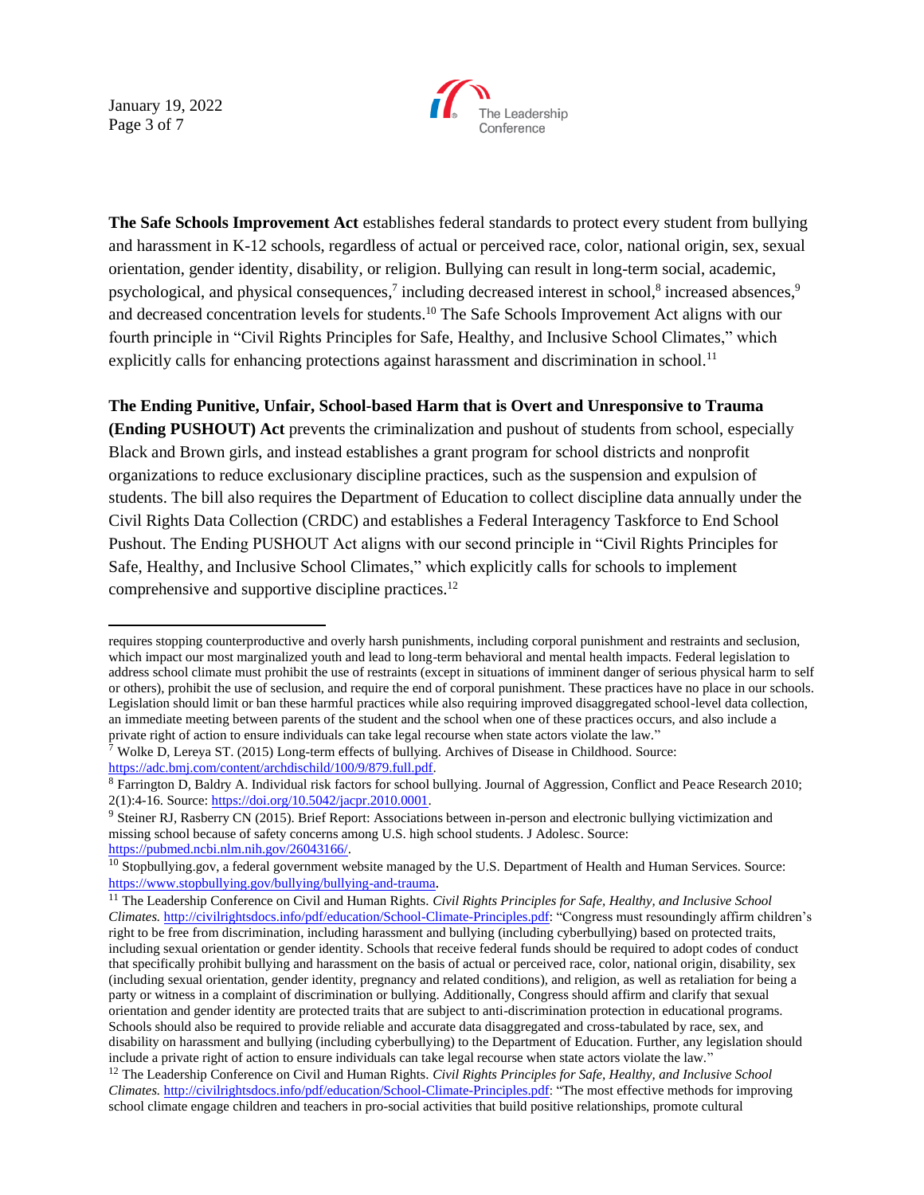**The Safe Schools Improvement Act** establishes federal standards to protect every student from bullying and harassment in K-12 schools, regardless of actual or perceived race, color, national origin, sex, sexual orientation, gender identity, disability, or religion. Bullying can result in long-term social, academic, psychological, and physical consequences,[7] including decreased interest in school,[8] increased absences,[9] and decreased concentration levels for students.[10] The Safe Schools Improvement Act aligns with our fourth principle in "Civil Rights Principles for Safe, Healthy, and Inclusive School Climates," which explicitly calls for enhancing protections against harassment and discrimination in school.[11]

**The Ending Punitive, Unfair, School-based Harm that is Overt and Unresponsive to Trauma (Ending PUSHOUT) Act** prevents the criminalization and pushout of students from school, especially Black and Brown girls, and instead establishes a grant program for school districts and nonprofit organizations to reduce exclusionary discipline practices, such as the suspension and expulsion of students. The bill also requires the Department of Education to collect discipline data annually under the Civil Rights Data Collection (CRDC) and establishes a Federal Interagency Taskforce to End School Pushout. The Ending PUSHOUT Act aligns with our second principle in "Civil Rights Principles for Safe, Healthy, and Inclusive School Climates," which explicitly calls for schools to implement comprehensive and supportive discipline practices.[12]

---

requires stopping counterproductive and overly harsh punishments, including corporal punishment and restraints and seclusion, which impact our most marginalized youth and lead to long-term behavioral and mental health impacts. Federal legislation to address school climate must prohibit the use of restraints (except in situations of imminent danger of serious physical harm to self or others), prohibit the use of seclusion, and require the end of corporal punishment. These practices have no place in our schools. Legislation should limit or ban these harmful practices while also requiring improved disaggregated school-level data collection, an immediate meeting between parents of the student and the school when one of these practices occurs, and also include a private right of action to ensure individuals can take legal recourse when state actors violate the law."

[7] Wolke D, Lereya ST. (2015) Long-term effects of bullying. Archives of Disease in Childhood. Source: https://adc.bmj.com/content/archdischild/100/9/879.full.pdf.

[8] Farrington D, Baldry A. Individual risk factors for school bullying. Journal of Aggression, Conflict and Peace Research 2010; 2(1):4-16. Source: https://doi.org/10.5042/jacpr.2010.0001.

[9] Steiner RJ, Rasberry CN (2015). Brief Report: Associations between in-person and electronic bullying victimization and missing school because of safety concerns among U.S. high school students. J Adolesc. Source: https://pubmed.ncbi.nlm.nih.gov/26043166/.

[10] Stopbullying.gov, a federal government website managed by the U.S. Department of Health and Human Services. Source: https://www.stopbullying.gov/bullying/bullying-and-trauma.

[11] The Leadership Conference on Civil and Human Rights. *Civil Rights Principles for Safe, Healthy, and Inclusive School Climates.* http://civilrightsdocs.info/pdf/education/School-Climate-Principles.pdf: "Congress must resoundingly affirm children's right to be free from discrimination, including harassment and bullying (including cyberbullying) based on protected traits, including sexual orientation or gender identity. Schools that receive federal funds should be required to adopt codes of conduct that specifically prohibit bullying and harassment on the basis of actual or perceived race, color, national origin, disability, sex (including sexual orientation, gender identity, pregnancy and related conditions), and religion, as well as retaliation for being a party or witness in a complaint of discrimination or bullying. Additionally, Congress should affirm and clarify that sexual orientation and gender identity are protected traits that are subject to anti-discrimination protection in educational programs. Schools should also be required to provide reliable and accurate data disaggregated and cross-tabulated by race, sex, and disability on harassment and bullying (including cyberbullying) to the Department of Education. Further, any legislation should include a private right of action to ensure individuals can take legal recourse when state actors violate the law."

[12] The Leadership Conference on Civil and Human Rights. *Civil Rights Principles for Safe, Healthy, and Inclusive School Climates.* http://civilrightsdocs.info/pdf/education/School-Climate-Principles.pdf: "The most effective methods for improving school climate engage children and teachers in pro-social activities that build positive relationships, promote cultural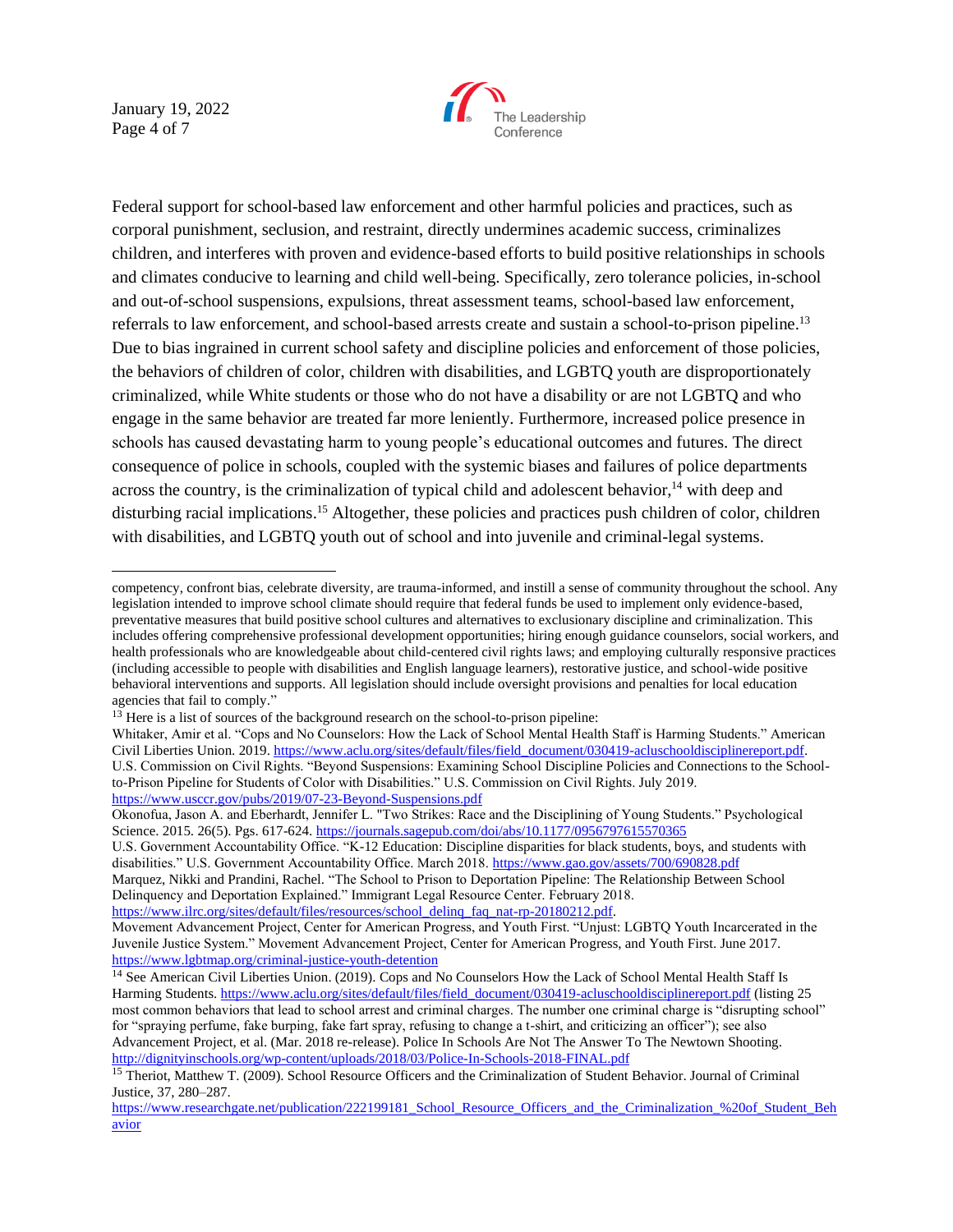Federal support for school-based law enforcement and other harmful policies and practices, such as corporal punishment, seclusion, and restraint, directly undermines academic success, criminalizes children, and interferes with proven and evidence-based efforts to build positive relationships in schools and climates conducive to learning and child well-being. Specifically, zero tolerance policies, in-school and out-of-school suspensions, expulsions, threat assessment teams, school-based law enforcement, referrals to law enforcement, and school-based arrests create and sustain a school-to-prison pipeline.[13] Due to bias ingrained in current school safety and discipline policies and enforcement of those policies, the behaviors of children of color, children with disabilities, and LGBTQ youth are disproportionately criminalized, while White students or those who do not have a disability or are not LGBTQ and who engage in the same behavior are treated far more leniently. Furthermore, increased police presence in schools has caused devastating harm to young people's educational outcomes and futures. The direct consequence of police in schools, coupled with the systemic biases and failures of police departments across the country, is the criminalization of typical child and adolescent behavior,[14] with deep and disturbing racial implications.[15] Altogether, these policies and practices push children of color, children with disabilities, and LGBTQ youth out of school and into juvenile and criminal-legal systems.

---

competency, confront bias, celebrate diversity, are trauma-informed, and instill a sense of community throughout the school. Any legislation intended to improve school climate should require that federal funds be used to implement only evidence-based, preventative measures that build positive school cultures and alternatives to exclusionary discipline and criminalization. This includes offering comprehensive professional development opportunities; hiring enough guidance counselors, social workers, and health professionals who are knowledgeable about child-centered civil rights laws; and employing culturally responsive practices (including accessible to people with disabilities and English language learners), restorative justice, and school-wide positive behavioral interventions and supports. All legislation should include oversight provisions and penalties for local education agencies that fail to comply."

[13] Here is a list of sources of the background research on the school-to-prison pipeline:
Whitaker, Amir et al. "Cops and No Counselors: How the Lack of School Mental Health Staff is Harming Students." American Civil Liberties Union. 2019. https://www.aclu.org/sites/default/files/field_document/030419-acluschooldisciplinereport.pdf.
U.S. Commission on Civil Rights. "Beyond Suspensions: Examining School Discipline Policies and Connections to the School-to-Prison Pipeline for Students of Color with Disabilities." U.S. Commission on Civil Rights. July 2019. https://www.usccr.gov/pubs/2019/07-23-Beyond-Suspensions.pdf
Okonofua, Jason A. and Eberhardt, Jennifer L. "Two Strikes: Race and the Disciplining of Young Students." Psychological Science. 2015. 26(5). Pgs. 617-624. https://journals.sagepub.com/doi/abs/10.1177/0956797615570365
U.S. Government Accountability Office. "K-12 Education: Discipline disparities for black students, boys, and students with disabilities." U.S. Government Accountability Office. March 2018. https://www.gao.gov/assets/700/690828.pdf
Marquez, Nikki and Prandini, Rachel. "The School to Prison to Deportation Pipeline: The Relationship Between School Delinquency and Deportation Explained." Immigrant Legal Resource Center. February 2018. https://www.ilrc.org/sites/default/files/resources/school_delinq_faq_nat-rp-20180212.pdf.
Movement Advancement Project, Center for American Progress, and Youth First. "Unjust: LGBTQ Youth Incarcerated in the Juvenile Justice System." Movement Advancement Project, Center for American Progress, and Youth First. June 2017. https://www.lgbtmap.org/criminal-justice-youth-detention

[14] See American Civil Liberties Union. (2019). Cops and No Counselors How the Lack of School Mental Health Staff Is Harming Students. https://www.aclu.org/sites/default/files/field_document/030419-acluschooldisciplinereport.pdf (listing 25 most common behaviors that lead to school arrest and criminal charges. The number one criminal charge is "disrupting school" for "spraying perfume, fake burping, fake fart spray, refusing to change a t-shirt, and criticizing an officer"); see also Advancement Project, et al. (Mar. 2018 re-release). Police In Schools Are Not The Answer To The Newtown Shooting. http://dignityinschools.org/wp-content/uploads/2018/03/Police-In-Schools-2018-FINAL.pdf

[15] Theriot, Matthew T. (2009). School Resource Officers and the Criminalization of Student Behavior. Journal of Criminal Justice, 37, 280–287. https://www.researchgate.net/publication/222199181_School_Resource_Officers_and_the_Criminalization_%20of_Student_Behavior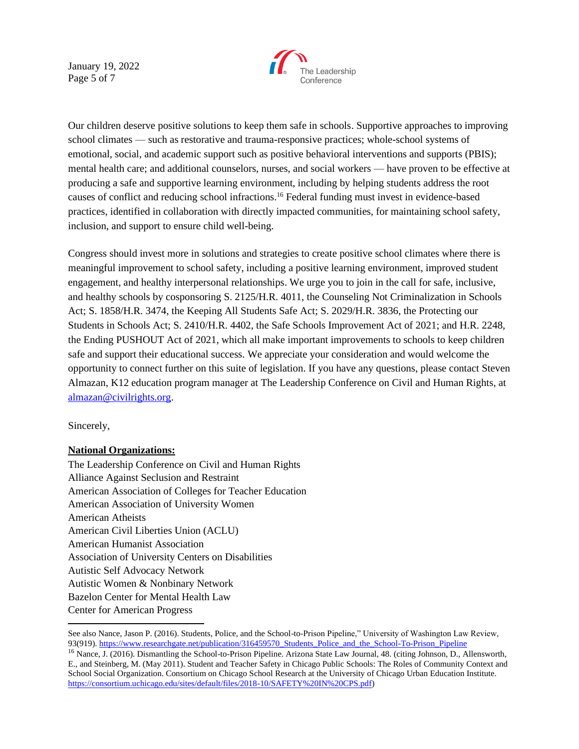Our children deserve positive solutions to keep them safe in schools. Supportive approaches to improving school climates — such as restorative and trauma-responsive practices; whole-school systems of emotional, social, and academic support such as positive behavioral interventions and supports (PBIS); mental health care; and additional counselors, nurses, and social workers — have proven to be effective at producing a safe and supportive learning environment, including by helping students address the root causes of conflict and reducing school infractions.[16] Federal funding must invest in evidence-based practices, identified in collaboration with directly impacted communities, for maintaining school safety, inclusion, and support to ensure child well-being.

Congress should invest more in solutions and strategies to create positive school climates where there is meaningful improvement to school safety, including a positive learning environment, improved student engagement, and healthy interpersonal relationships. We urge you to join in the call for safe, inclusive, and healthy schools by cosponsoring S. 2125/H.R. 4011, the Counseling Not Criminalization in Schools Act; S. 1858/H.R. 3474, the Keeping All Students Safe Act; S. 2029/H.R. 3836, the Protecting our Students in Schools Act; S. 2410/H.R. 4402, the Safe Schools Improvement Act of 2021; and H.R. 2248, the Ending PUSHOUT Act of 2021, which all make important improvements to schools to keep children safe and support their educational success. We appreciate your consideration and would welcome the opportunity to connect further on this suite of legislation. If you have any questions, please contact Steven Almazan, K12 education program manager at The Leadership Conference on Civil and Human Rights, at [almazan@civilrights.org](mailto:almazan@civilrights.org).

Sincerely,

**National Organizations:**

The Leadership Conference on Civil and Human Rights
Alliance Against Seclusion and Restraint
American Association of Colleges for Teacher Education
American Association of University Women
American Atheists
American Civil Liberties Union (ACLU)
American Humanist Association
Association of University Centers on Disabilities
Autistic Self Advocacy Network
Autistic Women & Nonbinary Network
Bazelon Center for Mental Health Law
Center for American Progress

---

See also Nance, Jason P. (2016). Students, Police, and the School-to-Prison Pipeline," University of Washington Law Review, 93(919). https://www.researchgate.net/publication/316459570_Students_Police_and_the_School-To-Prison_Pipeline

[16] Nance, J. (2016). Dismantling the School-to-Prison Pipeline. Arizona State Law Journal, 48. (citing Johnson, D., Allensworth, E., and Steinberg, M. (May 2011). Student and Teacher Safety in Chicago Public Schools: The Roles of Community Context and School Social Organization. Consortium on Chicago School Research at the University of Chicago Urban Education Institute. https://consortium.uchicago.edu/sites/default/files/2018-10/SAFETY%20IN%20CPS.pdf)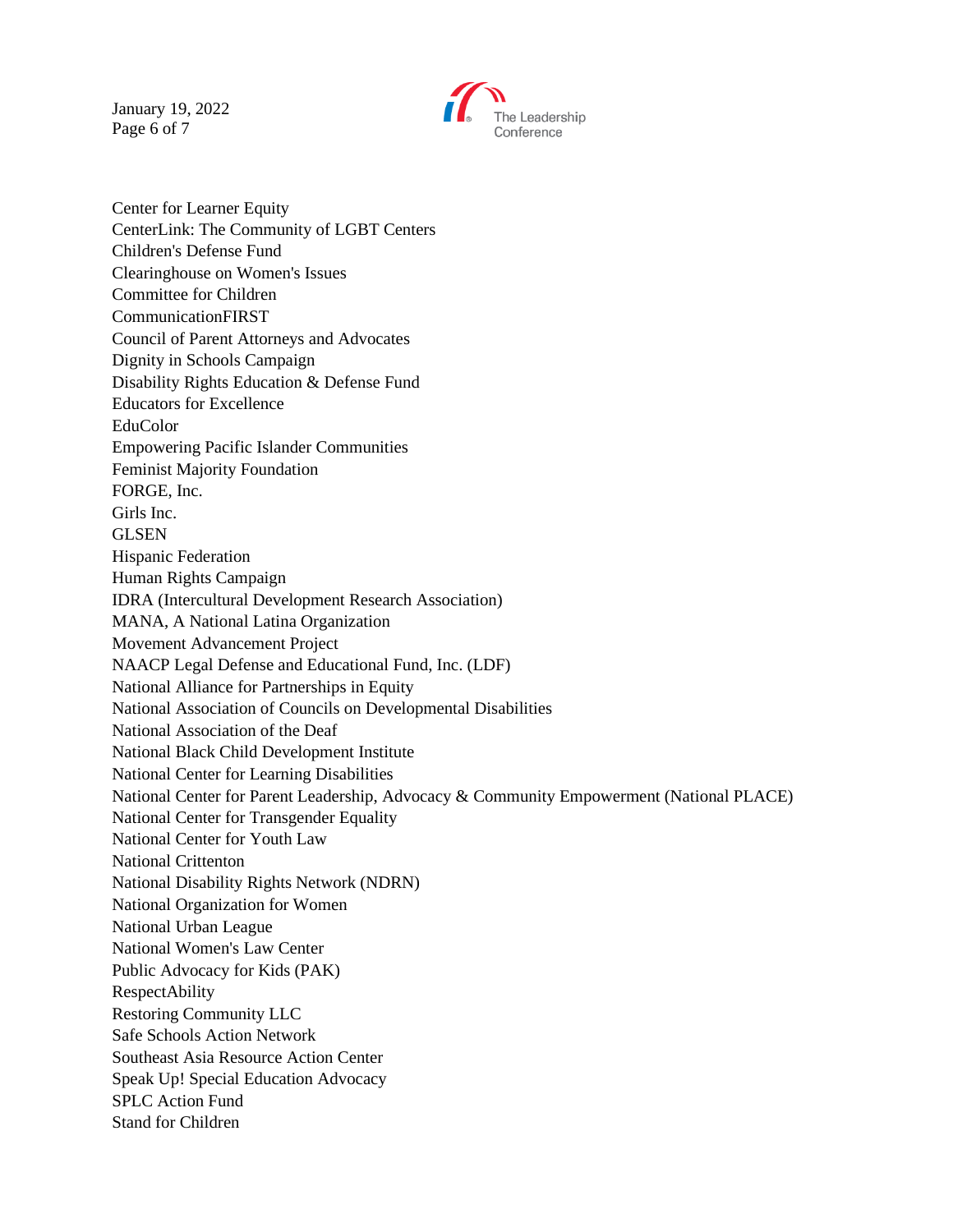Center for Learner Equity
CenterLink: The Community of LGBT Centers
Children's Defense Fund
Clearinghouse on Women's Issues
Committee for Children
CommunicationFIRST
Council of Parent Attorneys and Advocates
Dignity in Schools Campaign
Disability Rights Education & Defense Fund
Educators for Excellence
EduColor
Empowering Pacific Islander Communities
Feminist Majority Foundation
FORGE, Inc.
Girls Inc.
GLSEN
Hispanic Federation
Human Rights Campaign
IDRA (Intercultural Development Research Association)
MANA, A National Latina Organization
Movement Advancement Project
NAACP Legal Defense and Educational Fund, Inc. (LDF)
National Alliance for Partnerships in Equity
National Association of Councils on Developmental Disabilities
National Association of the Deaf
National Black Child Development Institute
National Center for Learning Disabilities
National Center for Parent Leadership, Advocacy & Community Empowerment (National PLACE)
National Center for Transgender Equality
National Center for Youth Law
National Crittenton
National Disability Rights Network (NDRN)
National Organization for Women
National Urban League
National Women's Law Center
Public Advocacy for Kids (PAK)
RespectAbility
Restoring Community LLC
Safe Schools Action Network
Southeast Asia Resource Action Center
Speak Up! Special Education Advocacy
SPLC Action Fund
Stand for Children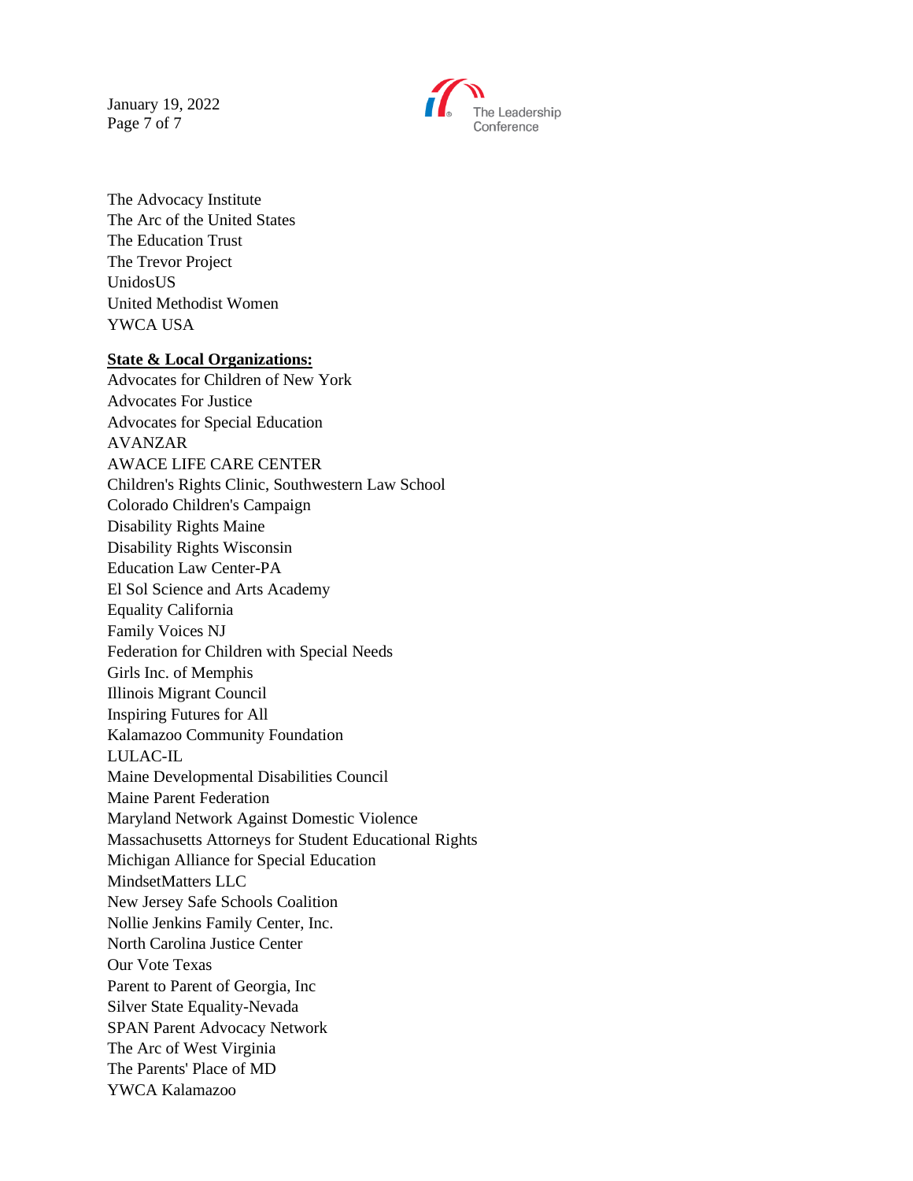The Advocacy Institute
The Arc of the United States
The Education Trust
The Trevor Project
UnidosUS
United Methodist Women
YWCA USA

**State & Local Organizations:**

Advocates for Children of New York
Advocates For Justice
Advocates for Special Education
AVANZAR
AWACE LIFE CARE CENTER
Children's Rights Clinic, Southwestern Law School
Colorado Children's Campaign
Disability Rights Maine
Disability Rights Wisconsin
Education Law Center-PA
El Sol Science and Arts Academy
Equality California
Family Voices NJ
Federation for Children with Special Needs
Girls Inc. of Memphis
Illinois Migrant Council
Inspiring Futures for All
Kalamazoo Community Foundation
LULAC-IL
Maine Developmental Disabilities Council
Maine Parent Federation
Maryland Network Against Domestic Violence
Massachusetts Attorneys for Student Educational Rights
Michigan Alliance for Special Education
MindsetMatters LLC
New Jersey Safe Schools Coalition
Nollie Jenkins Family Center, Inc.
North Carolina Justice Center
Our Vote Texas
Parent to Parent of Georgia, Inc
Silver State Equality-Nevada
SPAN Parent Advocacy Network
The Arc of West Virginia
The Parents' Place of MD
YWCA Kalamazoo